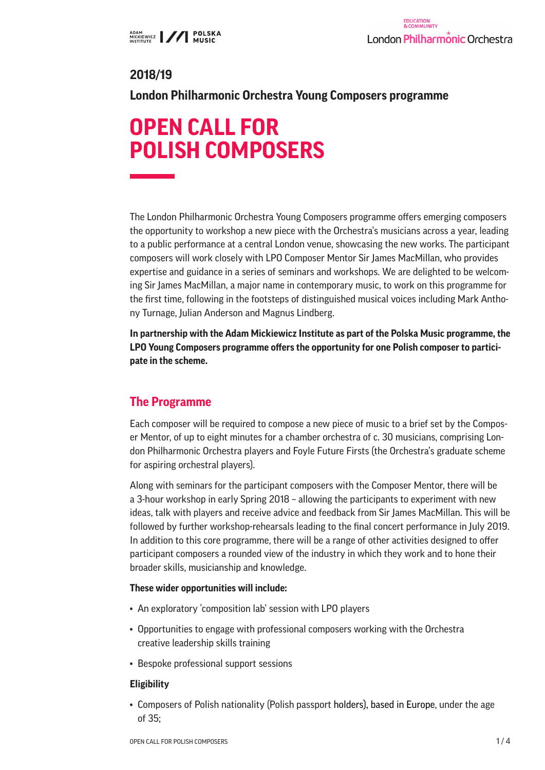**2018/19**

**London Philharmonic Orchestra Young Composers programme**

# OPEN CALL FOR POLISH COMPOSERS

The London Philharmonic Orchestra Young Composers programme offers emerging composers the opportunity to workshop a new piece with the Orchestra's musicians across a year, leading to a public performance at a central London venue, showcasing the new works. The participant composers will work closely with LPO Composer Mentor Sir James MacMillan, who provides expertise and guidance in a series of seminars and workshops. We are delighted to be welcoming Sir James MacMillan, a major name in contemporary music, to work on this programme for the first time, following in the footsteps of distinguished musical voices including Mark Anthony Turnage, Julian Anderson and Magnus Lindberg.

**In partnership with the Adam Mickiewicz Institute as part of the Polska Music programme, the LPO Young Composers programme offers the opportunity for one Polish composer to participate in the scheme.**

## The Programme

Each composer will be required to compose a new piece of music to a brief set by the Composer Mentor, of up to eight minutes for a chamber orchestra of c. 30 musicians, comprising London Philharmonic Orchestra players and Foyle Future Firsts (the Orchestra's graduate scheme for aspiring orchestral players).

Along with seminars for the participant composers with the Composer Mentor, there will be a 3-hour workshop in early Spring 2018 – allowing the participants to experiment with new ideas, talk with players and receive advice and feedback from Sir James MacMillan. This will be followed by further workshop-rehearsals leading to the final concert performance in July 2019. In addition to this core programme, there will be a range of other activities designed to offer participant composers a rounded view of the industry in which they work and to hone their broader skills, musicianship and knowledge.

**These wider opportunities will include:**

- An exploratory 'composition lab' session with LPO players
- Opportunities to engage with professional composers working with the Orchestra creative leadership skills training
- Bespoke professional support sessions

**Eligibility**

- Composers of Polish nationality (Polish passport holders), based in Europe, under the age of 35;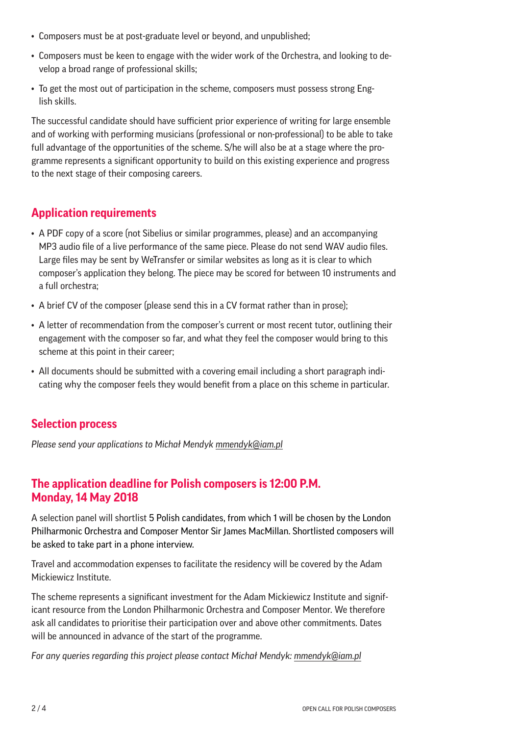- Composers must be at post-graduate level or beyond, and unpublished;
- Composers must be keen to engage with the wider work of the Orchestra, and looking to develop a broad range of professional skills;
- To get the most out of participation in the scheme, composers must possess strong English skills.

The successful candidate should have sufficient prior experience of writing for large ensemble and of working with performing musicians (professional or non-professional) to be able to take full advantage of the opportunities of the scheme. S/he will also be at a stage where the programme represents a significant opportunity to build on this existing experience and progress to the next stage of their composing careers.

## Application requirements

- A PDF copy of a score (not Sibelius or similar programmes, please) and an accompanying MP3 audio file of a live performance of the same piece. Please do not send WAV audio files. Large files may be sent by WeTransfer or similar websites as long as it is clear to which composer's application they belong. The piece may be scored for between 10 instruments and a full orchestra;
- A brief CV of the composer (please send this in a CV format rather than in prose);
- A letter of recommendation from the composer's current or most recent tutor, outlining their engagement with the composer so far, and what they feel the composer would bring to this scheme at this point in their career;
- All documents should be submitted with a covering email including a short paragraph indicating why the composer feels they would benefit from a place on this scheme in particular.

## Selection process

*Please send your applications to Michał Mendyk mmendyk@iam.pl*

## The application deadline for Polish composers is 12:00 P.M. Monday, 14 May 2018

A selection panel will shortlist 5 Polish candidates, from which 1 will be chosen by the London Philharmonic Orchestra and Composer Mentor Sir James MacMillan. Shortlisted composers will be asked to take part in a phone interview.

Travel and accommodation expenses to facilitate the residency will be covered by the Adam Mickiewicz Institute.

The scheme represents a significant investment for the Adam Mickiewicz Institute and significant resource from the London Philharmonic Orchestra and Composer Mentor. We therefore ask all candidates to prioritise their participation over and above other commitments. Dates will be announced in advance of the start of the programme.

*For any queries regarding this project please contact Michał Mendyk: mmendyk@iam.pl*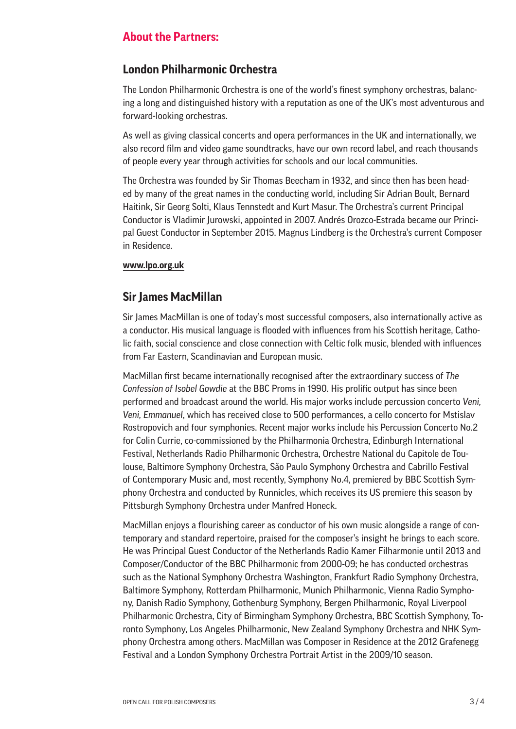## About the Partners:

### London Philharmonic Orchestra

The London Philharmonic Orchestra is one of the world's finest symphony orchestras, balancing a long and distinguished history with a reputation as one of the UK's most adventurous and forward-looking orchestras.

As well as giving classical concerts and opera performances in the UK and internationally, we also record film and video game soundtracks, have our own record label, and reach thousands of people every year through activities for schools and our local communities.

The Orchestra was founded by Sir Thomas Beecham in 1932, and since then has been headed by many of the great names in the conducting world, including Sir Adrian Boult, Bernard Haitink, Sir Georg Solti, Klaus Tennstedt and Kurt Masur. The Orchestra's current Principal Conductor is Vladimir Jurowski, appointed in 2007. Andrés Orozco-Estrada became our Principal Guest Conductor in September 2015. Magnus Lindberg is the Orchestra's current Composer in Residence.

**www.lpo.org.uk**

### Sir James MacMillan

Sir James MacMillan is one of today's most successful composers, also internationally active as a conductor. His musical language is flooded with influences from his Scottish heritage, Catholic faith, social conscience and close connection with Celtic folk music, blended with influences from Far Eastern, Scandinavian and European music.

MacMillan first became internationally recognised after the extraordinary success of *The Confession of Isobel Gowdie* at the BBC Proms in 1990. His prolific output has since been performed and broadcast around the world. His major works include percussion concerto *Veni, Veni, Emmanuel*, which has received close to 500 performances, a cello concerto for Mstislav Rostropovich and four symphonies. Recent major works include his Percussion Concerto No.2 for Colin Currie, co-commissioned by the Philharmonia Orchestra, Edinburgh International Festival, Netherlands Radio Philharmonic Orchestra, Orchestre National du Capitole de Toulouse, Baltimore Symphony Orchestra, São Paulo Symphony Orchestra and Cabrillo Festival of Contemporary Music and, most recently, Symphony No.4, premiered by BBC Scottish Symphony Orchestra and conducted by Runnicles, which receives its US premiere this season by Pittsburgh Symphony Orchestra under Manfred Honeck.

MacMillan enjoys a flourishing career as conductor of his own music alongside a range of contemporary and standard repertoire, praised for the composer's insight he brings to each score. He was Principal Guest Conductor of the Netherlands Radio Kamer Filharmonie until 2013 and Composer/Conductor of the BBC Philharmonic from 2000-09; he has conducted orchestras such as the National Symphony Orchestra Washington, Frankfurt Radio Symphony Orchestra, Baltimore Symphony, Rotterdam Philharmonic, Munich Philharmonic, Vienna Radio Symphony, Danish Radio Symphony, Gothenburg Symphony, Bergen Philharmonic, Royal Liverpool Philharmonic Orchestra, City of Birmingham Symphony Orchestra, BBC Scottish Symphony, Toronto Symphony, Los Angeles Philharmonic, New Zealand Symphony Orchestra and NHK Symphony Orchestra among others. MacMillan was Composer in Residence at the 2012 Grafenegg Festival and a London Symphony Orchestra Portrait Artist in the 2009/10 season.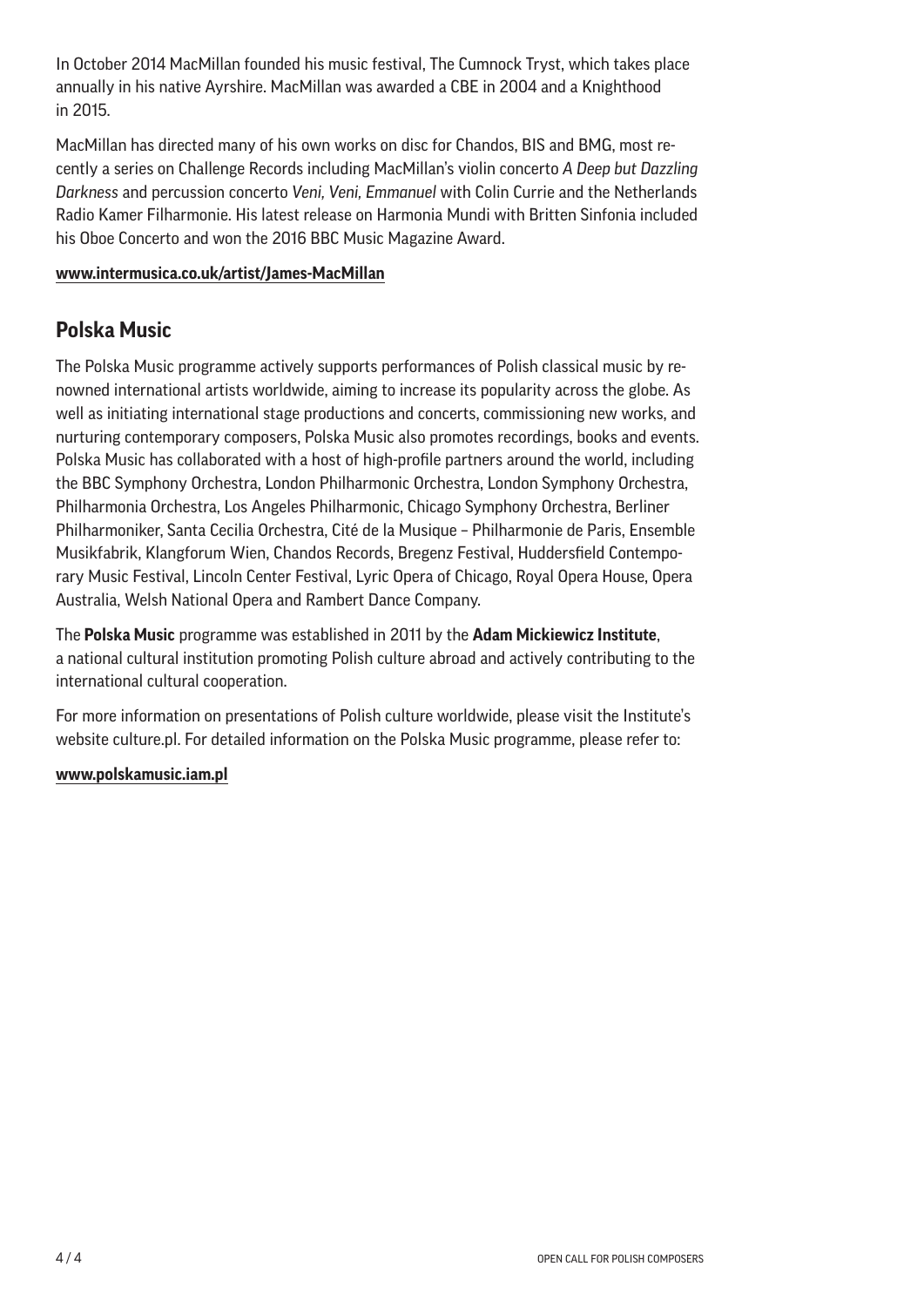In October 2014 MacMillan founded his music festival, The Cumnock Tryst, which takes place annually in his native Ayrshire. MacMillan was awarded a CBE in 2004 and a Knighthood in 2015.

MacMillan has directed many of his own works on disc for Chandos, BIS and BMG, most recently a series on Challenge Records including MacMillan's violin concerto *A Deep but Dazzling Darkness* and percussion concerto *Veni, Veni, Emmanuel* with Colin Currie and the Netherlands Radio Kamer Filharmonie. His latest release on Harmonia Mundi with Britten Sinfonia included his Oboe Concerto and won the 2016 BBC Music Magazine Award.

**www.intermusica.co.uk/artist/James-MacMillan**

## Polska Music

The Polska Music programme actively supports performances of Polish classical music by renowned international artists worldwide, aiming to increase its popularity across the globe. As well as initiating international stage productions and concerts, commissioning new works, and nurturing contemporary composers, Polska Music also promotes recordings, books and events. Polska Music has collaborated with a host of high-profile partners around the world, including the BBC Symphony Orchestra, London Philharmonic Orchestra, London Symphony Orchestra, Philharmonia Orchestra, Los Angeles Philharmonic, Chicago Symphony Orchestra, Berliner Philharmoniker, Santa Cecilia Orchestra, Cité de la Musique – Philharmonie de Paris, Ensemble Musikfabrik, Klangforum Wien, Chandos Records, Bregenz Festival, Huddersfield Contemporary Music Festival, Lincoln Center Festival, Lyric Opera of Chicago, Royal Opera House, Opera Australia, Welsh National Opera and Rambert Dance Company.

The **Polska Music** programme was established in 2011 by the **Adam Mickiewicz Institute**, a national cultural institution promoting Polish culture abroad and actively contributing to the international cultural cooperation.

For more information on presentations of Polish culture worldwide, please visit the Institute's website culture.pl. For detailed information on the Polska Music programme, please refer to:

**www.polskamusic.iam.pl**